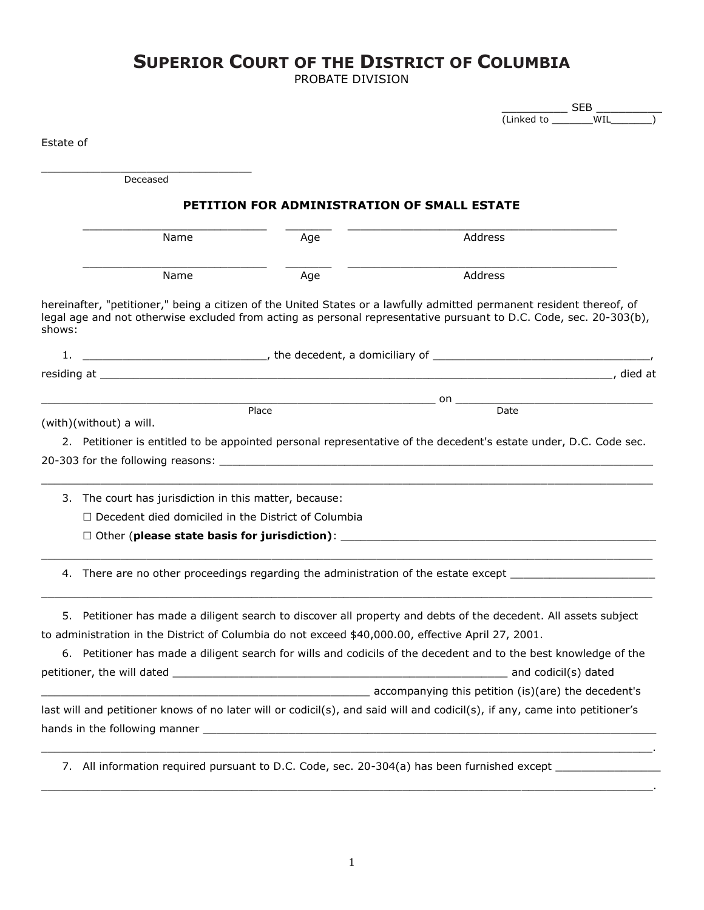# SUPERIOR COURT OF THE DISTRICT OF COLUMBIA

PROBATE DIVISION

__________ SEB __________
(Linked to _______WIL_______)

Estate of

________________________________
Deceased

## PETITION FOR ADMINISTRATION OF SMALL ESTATE

____________________________ _______ ________________________________________
Name Age Address

____________________________ _______ ________________________________________
Name Age Address

hereinafter, "petitioner," being a citizen of the United States or a lawfully admitted permanent resident thereof, of legal age and not otherwise excluded from acting as personal representative pursuant to D.C. Code, sec. 20-303(b), shows:

1. ____________________________, the decedent, a domiciliary of _________________________________, residing at _______________________________________________________________________________, died at ____________________________________________________________ on ______________________________
Place Date
(with)(without) a will.

2. Petitioner is entitled to be appointed personal representative of the decedent's estate under, D.C. Code sec. 20-303 for the following reasons: _____________________________________________________________________
_______________________________________________________________________________________________

3. The court has jurisdiction in this matter, because:
   - ☐ Decedent died domiciled in the District of Columbia
   - ☐ Other (**please state basis for jurisdiction**): _______________________________________________
_______________________________________________________________________________________________

4. There are no other proceedings regarding the administration of the estate except ______________________
_______________________________________________________________________________________________

5. Petitioner has made a diligent search to discover all property and debts of the decedent. All assets subject to administration in the District of Columbia do not exceed $40,000.00, effective April 27, 2001.

6. Petitioner has made a diligent search for wills and codicils of the decedent and to the best knowledge of the petitioner, the will dated ___________________________________________________ and codicil(s) dated __________________________________________________ accompanying this petition (is)(are) the decedent's last will and petitioner knows of no later will or codicil(s), and said will and codicil(s), if any, came into petitioner's hands in the following manner ______________________________________________________________________
_______________________________________________________________________________________________.

7. All information required pursuant to D.C. Code, sec. 20-304(a) has been furnished except ________________
_______________________________________________________________________________________________.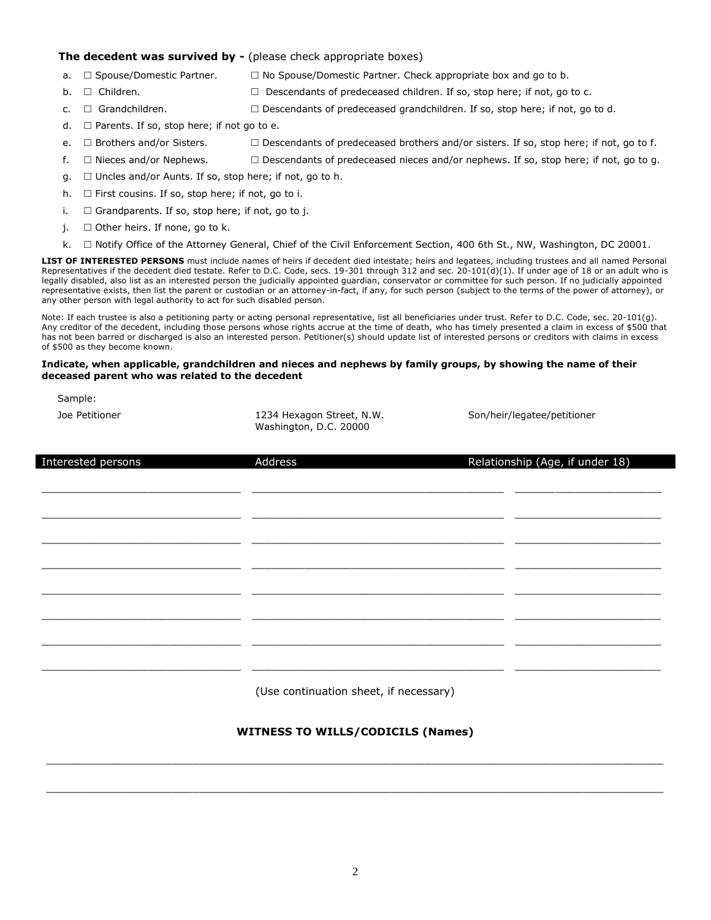**The decedent was survived by -** (please check appropriate boxes)

a. ☐ Spouse/Domestic Partner. ☐ No Spouse/Domestic Partner. Check appropriate box and go to b.

b. ☐ Children. ☐ Descendants of predeceased children. If so, stop here; if not, go to c.

c. ☐ Grandchildren. ☐ Descendants of predeceased grandchildren. If so, stop here; if not, go to d.

d. ☐ Parents. If so, stop here; if not go to e.

e. ☐ Brothers and/or Sisters. ☐ Descendants of predeceased brothers and/or sisters. If so, stop here; if not, go to f.

f. ☐ Nieces and/or Nephews. ☐ Descendants of predeceased nieces and/or nephews. If so, stop here; if not, go to g.

g. ☐ Uncles and/or Aunts. If so, stop here; if not, go to h.

h. ☐ First cousins. If so, stop here; if not, go to i.

i. ☐ Grandparents. If so, stop here; if not, go to j.

j. ☐ Other heirs. If none, go to k.

k. ☐ Notify Office of the Attorney General, Chief of the Civil Enforcement Section, 400 6th St., NW, Washington, DC 20001.

**LIST OF INTERESTED PERSONS** must include names of heirs if decedent died intestate; heirs and legatees, including trustees and all named Personal Representatives if the decedent died testate. Refer to D.C. Code, secs. 19-301 through 312 and sec. 20-101(d)(1). If under age of 18 or an adult who is legally disabled, also list as an interested person the judicially appointed guardian, conservator or committee for such person. If no judicially appointed representative exists, then list the parent or custodian or an attorney-in-fact, if any, for such person (subject to the terms of the power of attorney), or any other person with legal authority to act for such disabled person.

Note: If each trustee is also a petitioning party or acting personal representative, list all beneficiaries under trust. Refer to D.C. Code, sec. 20-101(g). Any creditor of the decedent, including those persons whose rights accrue at the time of death, who has timely presented a claim in excess of $500 that has not been barred or discharged is also an interested person. Petitioner(s) should update list of interested persons or creditors with claims in excess of $500 as they become known.

**Indicate, when applicable, grandchildren and nieces and nephews by family groups, by showing the name of their deceased parent who was related to the decedent**

Sample:

| | | |
|---|---|---|
| Joe Petitioner | 1234 Hexagon Street, N.W. Washington, D.C. 20000 | Son/heir/legatee/petitioner |

| Interested persons | Address | Relationship (Age, if under 18) |
|---|---|---|
| | | |
| | | |
| | | |
| | | |
| | | |
| | | |
| | | |
| | | |

(Use continuation sheet, if necessary)

**WITNESS TO WILLS/CODICILS (Names)**

\_\_\_\_\_\_\_\_\_\_\_\_\_\_\_\_\_\_\_\_\_\_\_\_\_\_\_\_\_\_\_\_\_\_\_\_\_\_\_\_\_\_\_\_\_\_\_\_\_\_\_\_

\_\_\_\_\_\_\_\_\_\_\_\_\_\_\_\_\_\_\_\_\_\_\_\_\_\_\_\_\_\_\_\_\_\_\_\_\_\_\_\_\_\_\_\_\_\_\_\_\_\_\_\_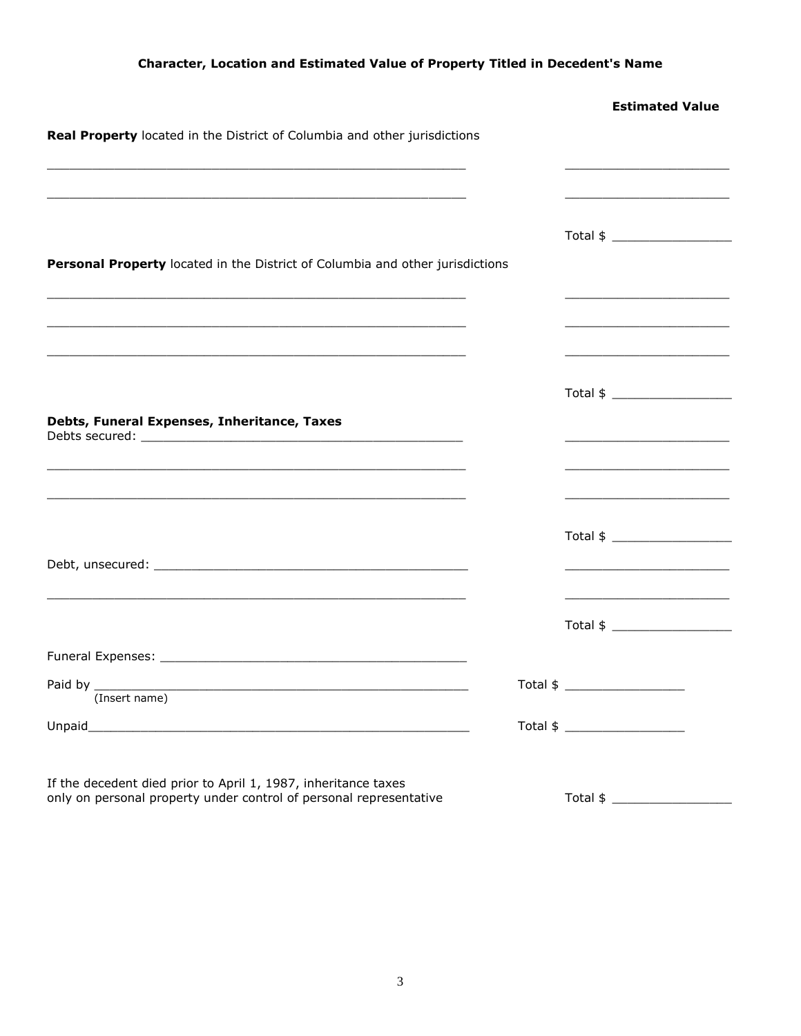**Character, Location and Estimated Value of Property Titled in Decedent's Name**

**Estimated Value**

**Real Property** located in the District of Columbia and other jurisdictions

___________________________________________________________ ______________________

___________________________________________________________ ______________________

Total $ ________________

**Personal Property** located in the District of Columbia and other jurisdictions

___________________________________________________________ ______________________

___________________________________________________________ ______________________

___________________________________________________________ ______________________

Total $ ________________

**Debts, Funeral Expenses, Inheritance, Taxes**

Debts secured: ____________________________________________ ______________________

___________________________________________________________ ______________________

___________________________________________________________ ______________________

Total $ ________________

Debt, unsecured: __________________________________________ ______________________

___________________________________________________________ ______________________

Total $ ________________

Funeral Expenses: _________________________________________

Paid by ___________________________________________________ Total $ ________________
(Insert name)

Unpaid_____________________________________________________ Total $ ________________

If the decedent died prior to April 1, 1987, inheritance taxes only on personal property under control of personal representative Total $ ________________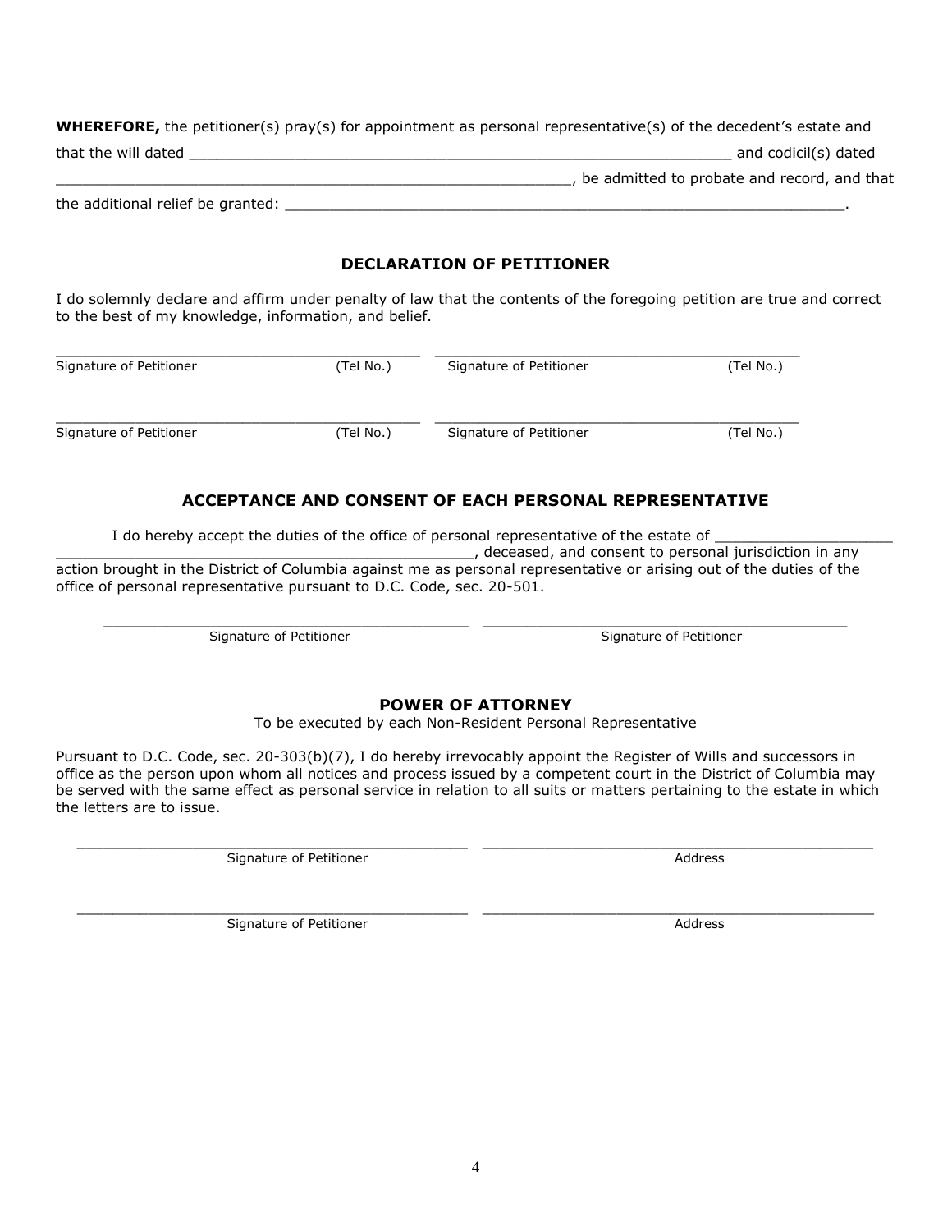**WHEREFORE,** the petitioner(s) pray(s) for appointment as personal representative(s) of the decedent's estate and that the will dated _______________________________________________________________ and codicil(s) dated _____________________________________________________________, be admitted to probate and record, and that the additional relief be granted: __________________________________________________________________.

## DECLARATION OF PETITIONER

I do solemnly declare and affirm under penalty of law that the contents of the foregoing petition are true and correct to the best of my knowledge, information, and belief.

| | | | |
|---|---|---|---|
| Signature of Petitioner | (Tel No.) | Signature of Petitioner | (Tel No.) |
| Signature of Petitioner | (Tel No.) | Signature of Petitioner | (Tel No.) |

## ACCEPTANCE AND CONSENT OF EACH PERSONAL REPRESENTATIVE

I do hereby accept the duties of the office of personal representative of the estate of ____________________ ______________________________________________, deceased, and consent to personal jurisdiction in any action brought in the District of Columbia against me as personal representative or arising out of the duties of the office of personal representative pursuant to D.C. Code, sec. 20-501.

| | |
|---|---|
| Signature of Petitioner | Signature of Petitioner |

## POWER OF ATTORNEY

To be executed by each Non-Resident Personal Representative

Pursuant to D.C. Code, sec. 20-303(b)(7), I do hereby irrevocably appoint the Register of Wills and successors in office as the person upon whom all notices and process issued by a competent court in the District of Columbia may be served with the same effect as personal service in relation to all suits or matters pertaining to the estate in which the letters are to issue.

| | |
|---|---|
| Signature of Petitioner | Address |
| Signature of Petitioner | Address |